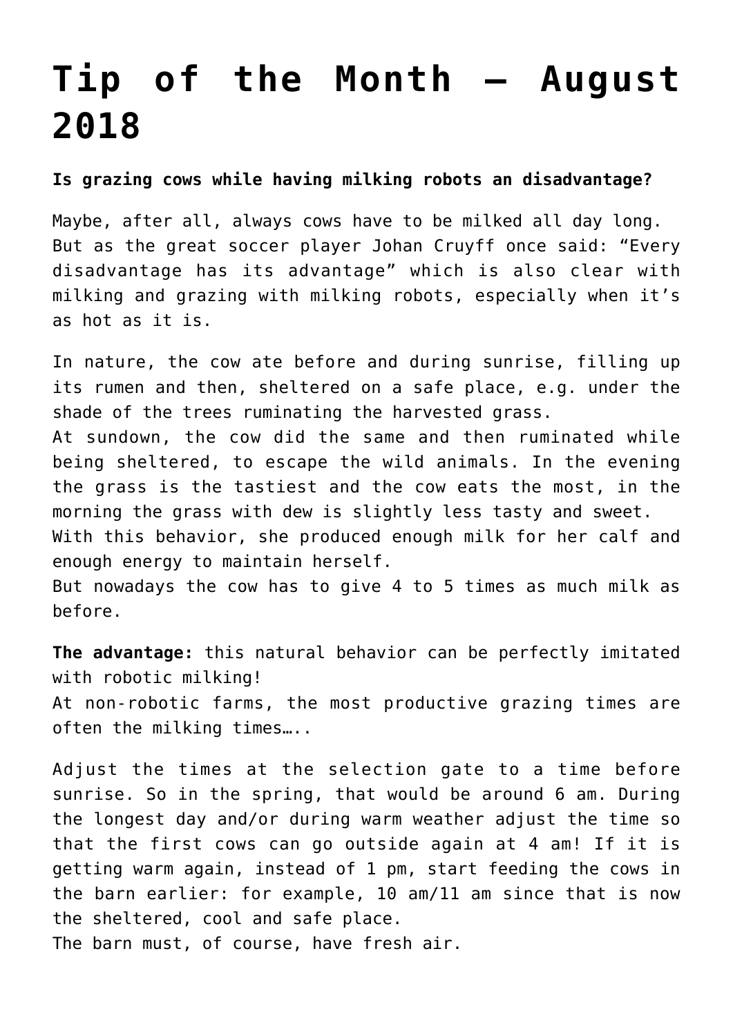# Tip of the Month – August 2018

**Is grazing cows while having milking robots an disadvantage?**

Maybe, after all, always cows have to be milked all day long. But as the great soccer player Johan Cruyff once said: "Every disadvantage has its advantage" which is also clear with milking and grazing with milking robots, especially when it's as hot as it is.

In nature, the cow ate before and during sunrise, filling up its rumen and then, sheltered on a safe place, e.g. under the shade of the trees ruminating the harvested grass.
At sundown, the cow did the same and then ruminated while being sheltered, to escape the wild animals. In the evening the grass is the tastiest and the cow eats the most, in the morning the grass with dew is slightly less tasty and sweet.
With this behavior, she produced enough milk for her calf and enough energy to maintain herself.
But nowadays the cow has to give 4 to 5 times as much milk as before.

**The advantage:** this natural behavior can be perfectly imitated with robotic milking!
At non-robotic farms, the most productive grazing times are often the milking times…..

Adjust the times at the selection gate to a time before sunrise. So in the spring, that would be around 6 am. During the longest day and/or during warm weather adjust the time so that the first cows can go outside again at 4 am! If it is getting warm again, instead of 1 pm, start feeding the cows in the barn earlier: for example, 10 am/11 am since that is now the sheltered, cool and safe place.
The barn must, of course, have fresh air.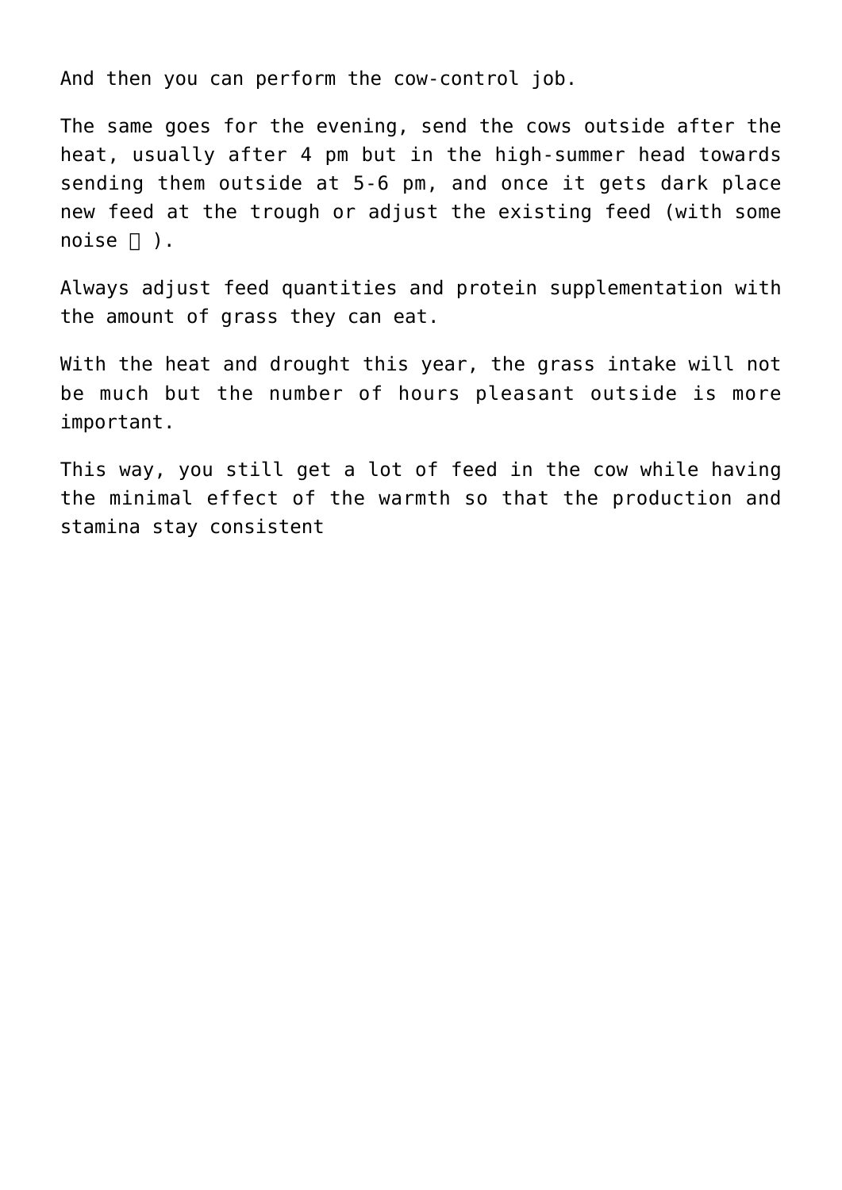And then you can perform the cow-control job.

The same goes for the evening, send the cows outside after the heat, usually after 4 pm but in the high-summer head towards sending them outside at 5-6 pm, and once it gets dark place new feed at the trough or adjust the existing feed (with some noise □ ).

Always adjust feed quantities and protein supplementation with the amount of grass they can eat.

With the heat and drought this year, the grass intake will not be much but the number of hours pleasant outside is more important.

This way, you still get a lot of feed in the cow while having the minimal effect of the warmth so that the production and stamina stay consistent